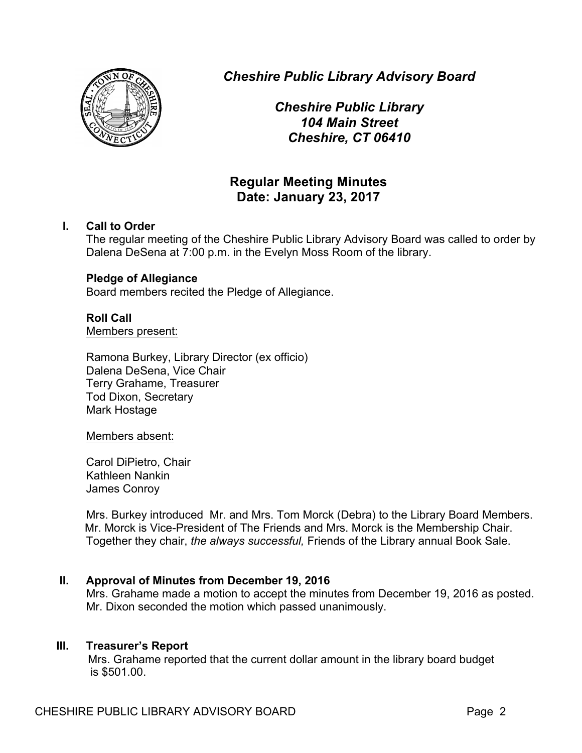# *Cheshire Public Library Advisory Board*

***Cheshire Public Library***
***104 Main Street***
***Cheshire, CT 06410***

## Regular Meeting Minutes
## Date: January 23, 2017

**I. Call to Order**

The regular meeting of the Cheshire Public Library Advisory Board was called to order by Dalena DeSena at 7:00 p.m. in the Evelyn Moss Room of the library.

**Pledge of Allegiance**

Board members recited the Pledge of Allegiance.

**Roll Call**

<u>Members present:</u>

Ramona Burkey, Library Director (ex officio)
Dalena DeSena, Vice Chair
Terry Grahame, Treasurer
Tod Dixon, Secretary
Mark Hostage

<u>Members absent:</u>

Carol DiPietro, Chair
Kathleen Nankin
James Conroy

Mrs. Burkey introduced Mr. and Mrs. Tom Morck (Debra) to the Library Board Members. Mr. Morck is Vice-President of The Friends and Mrs. Morck is the Membership Chair. Together they chair, *the always successful,* Friends of the Library annual Book Sale.

**II. Approval of Minutes from December 19, 2016**

Mrs. Grahame made a motion to accept the minutes from December 19, 2016 as posted. Mr. Dixon seconded the motion which passed unanimously.

**III. Treasurer's Report**

Mrs. Grahame reported that the current dollar amount in the library board budget is $501.00.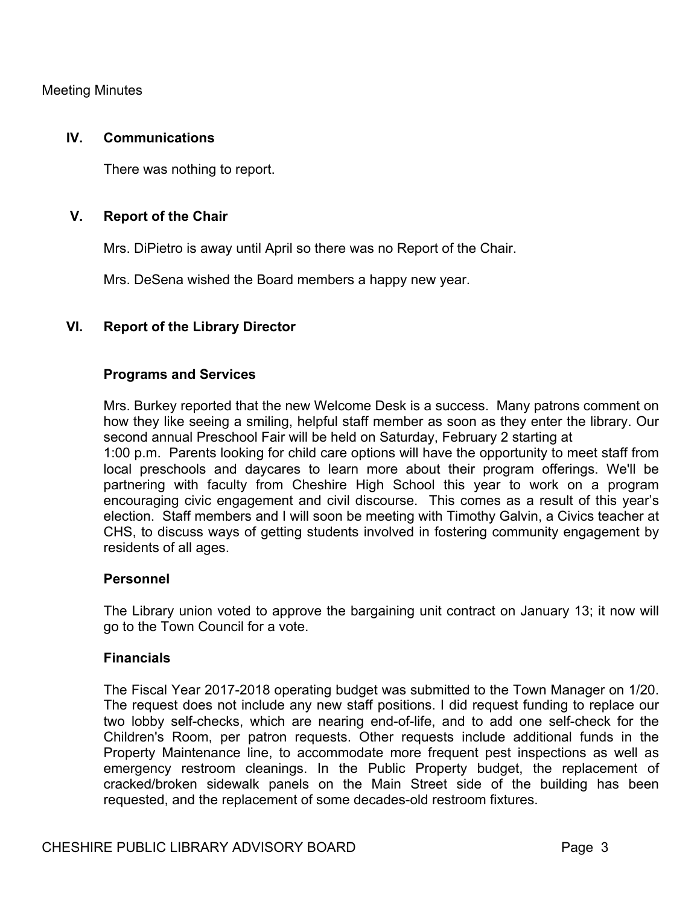Meeting Minutes

## IV. Communications

There was nothing to report.

## V. Report of the Chair

Mrs. DiPietro is away until April so there was no Report of the Chair.

Mrs. DeSena wished the Board members a happy new year.

## VI. Report of the Library Director

### Programs and Services

Mrs. Burkey reported that the new Welcome Desk is a success. Many patrons comment on how they like seeing a smiling, helpful staff member as soon as they enter the library. Our second annual Preschool Fair will be held on Saturday, February 2 starting at 1:00 p.m. Parents looking for child care options will have the opportunity to meet staff from local preschools and daycares to learn more about their program offerings. We'll be partnering with faculty from Cheshire High School this year to work on a program encouraging civic engagement and civil discourse. This comes as a result of this year's election. Staff members and I will soon be meeting with Timothy Galvin, a Civics teacher at CHS, to discuss ways of getting students involved in fostering community engagement by residents of all ages.

### Personnel

The Library union voted to approve the bargaining unit contract on January 13; it now will go to the Town Council for a vote.

### Financials

The Fiscal Year 2017-2018 operating budget was submitted to the Town Manager on 1/20. The request does not include any new staff positions. I did request funding to replace our two lobby self-checks, which are nearing end-of-life, and to add one self-check for the Children's Room, per patron requests. Other requests include additional funds in the Property Maintenance line, to accommodate more frequent pest inspections as well as emergency restroom cleanings. In the Public Property budget, the replacement of cracked/broken sidewalk panels on the Main Street side of the building has been requested, and the replacement of some decades-old restroom fixtures.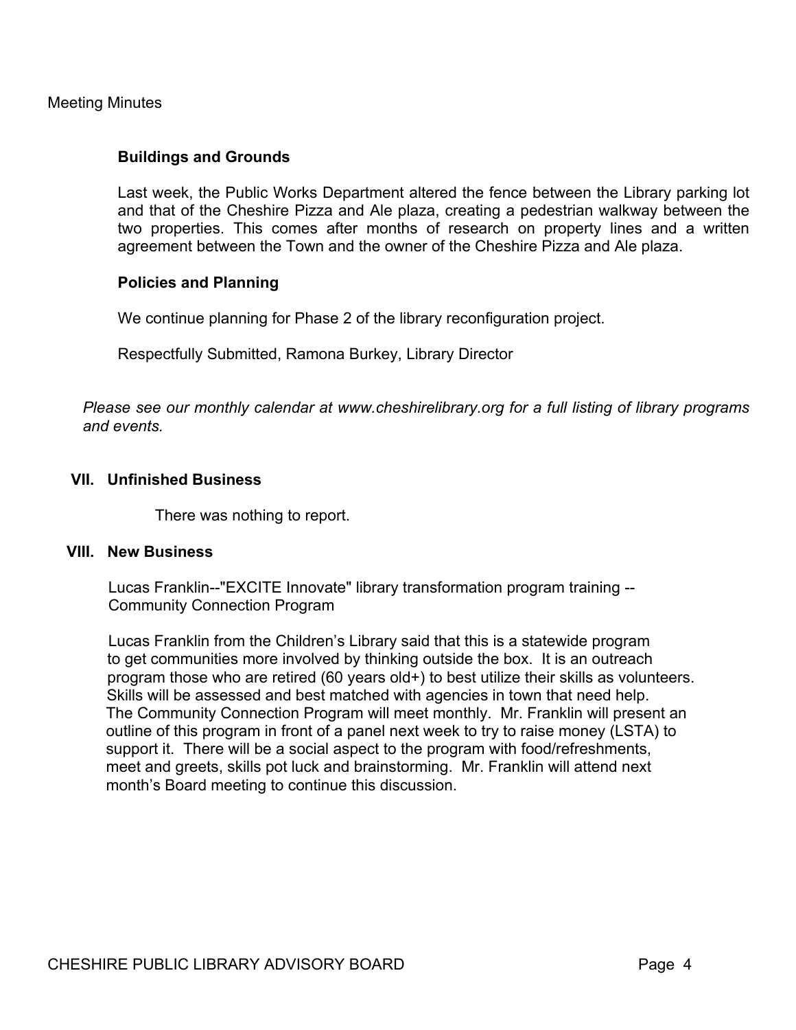### Buildings and Grounds

Last week, the Public Works Department altered the fence between the Library parking lot and that of the Cheshire Pizza and Ale plaza, creating a pedestrian walkway between the two properties. This comes after months of research on property lines and a written agreement between the Town and the owner of the Cheshire Pizza and Ale plaza.

### Policies and Planning

We continue planning for Phase 2 of the library reconfiguration project.

Respectfully Submitted, Ramona Burkey, Library Director

*Please see our monthly calendar at www.cheshirelibrary.org for a full listing of library programs and events.*

## VII. Unfinished Business

There was nothing to report.

## VIII. New Business

Lucas Franklin--"EXCITE Innovate" library transformation program training -- Community Connection Program

Lucas Franklin from the Children's Library said that this is a statewide program to get communities more involved by thinking outside the box. It is an outreach program those who are retired (60 years old+) to best utilize their skills as volunteers. Skills will be assessed and best matched with agencies in town that need help. The Community Connection Program will meet monthly. Mr. Franklin will present an outline of this program in front of a panel next week to try to raise money (LSTA) to support it. There will be a social aspect to the program with food/refreshments, meet and greets, skills pot luck and brainstorming. Mr. Franklin will attend next month's Board meeting to continue this discussion.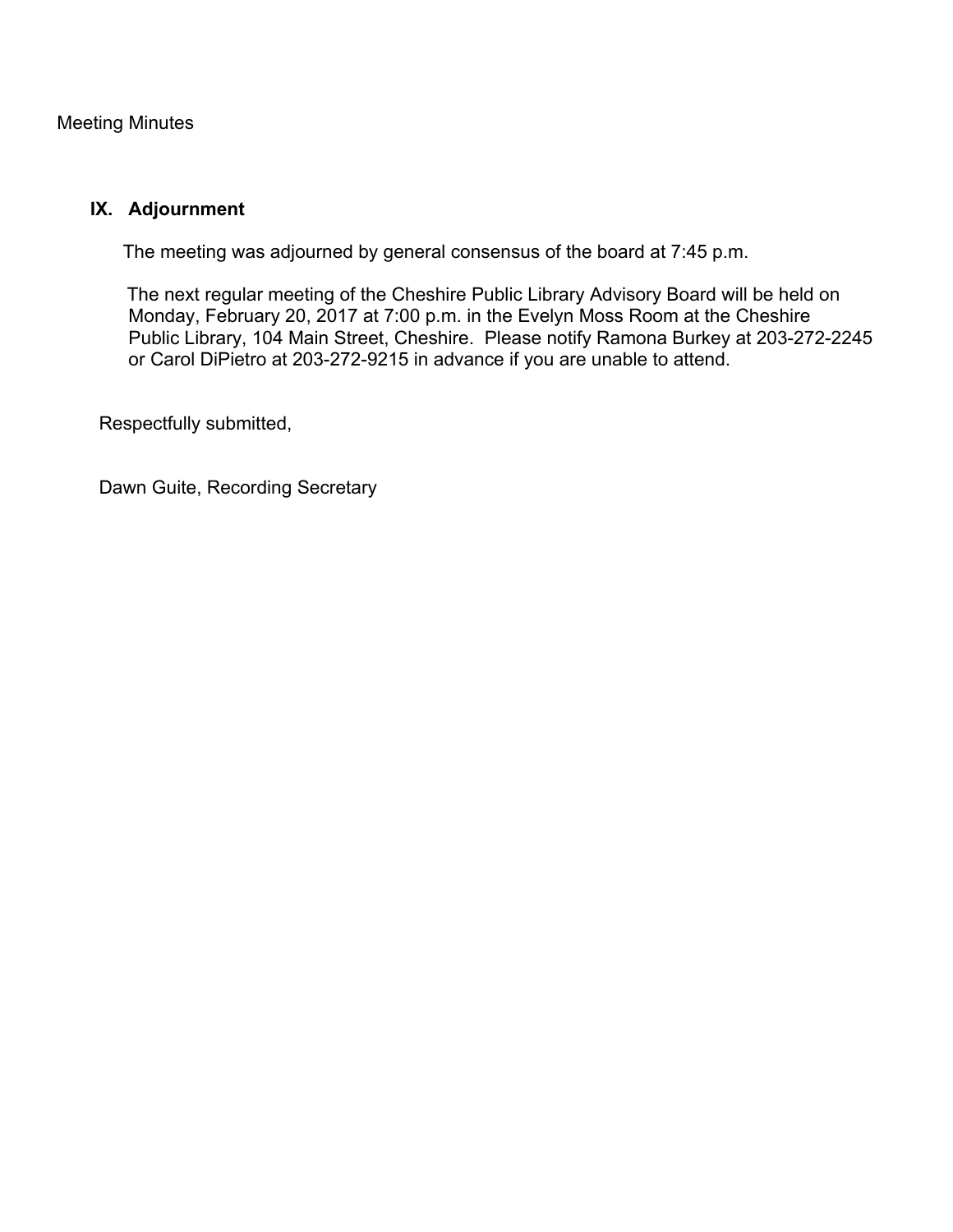Meeting Minutes

## IX. Adjournment

The meeting was adjourned by general consensus of the board at 7:45 p.m.

The next regular meeting of the Cheshire Public Library Advisory Board will be held on Monday, February 20, 2017 at 7:00 p.m. in the Evelyn Moss Room at the Cheshire Public Library, 104 Main Street, Cheshire. Please notify Ramona Burkey at 203-272-2245 or Carol DiPietro at 203-272-9215 in advance if you are unable to attend.

Respectfully submitted,

Dawn Guite, Recording Secretary